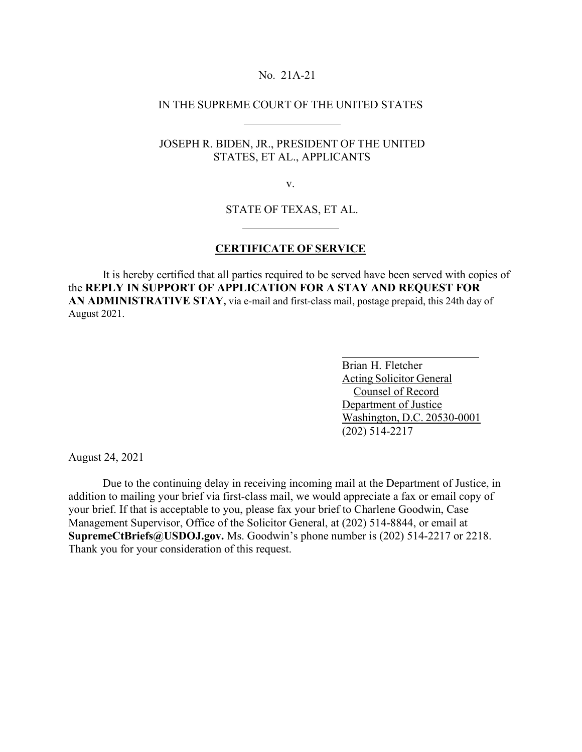No. 21A-21

IN THE SUPREME COURT OF THE UNITED STATES

---

JOSEPH R. BIDEN, JR., PRESIDENT OF THE UNITED STATES, ET AL., APPLICANTS

v.

STATE OF TEXAS, ET AL.

---

## CERTIFICATE OF SERVICE

It is hereby certified that all parties required to be served have been served with copies of the **REPLY IN SUPPORT OF APPLICATION FOR A STAY AND REQUEST FOR AN ADMINISTRATIVE STAY,** via e-mail and first-class mail, postage prepaid, this 24th day of August 2021.

Brian H. Fletcher
Acting Solicitor General
Counsel of Record
Department of Justice
Washington, D.C. 20530-0001
(202) 514-2217

August 24, 2021

Due to the continuing delay in receiving incoming mail at the Department of Justice, in addition to mailing your brief via first-class mail, we would appreciate a fax or email copy of your brief. If that is acceptable to you, please fax your brief to Charlene Goodwin, Case Management Supervisor, Office of the Solicitor General, at (202) 514-8844, or email at **SupremeCtBriefs@USDOJ.gov.** Ms. Goodwin's phone number is (202) 514-2217 or 2218. Thank you for your consideration of this request.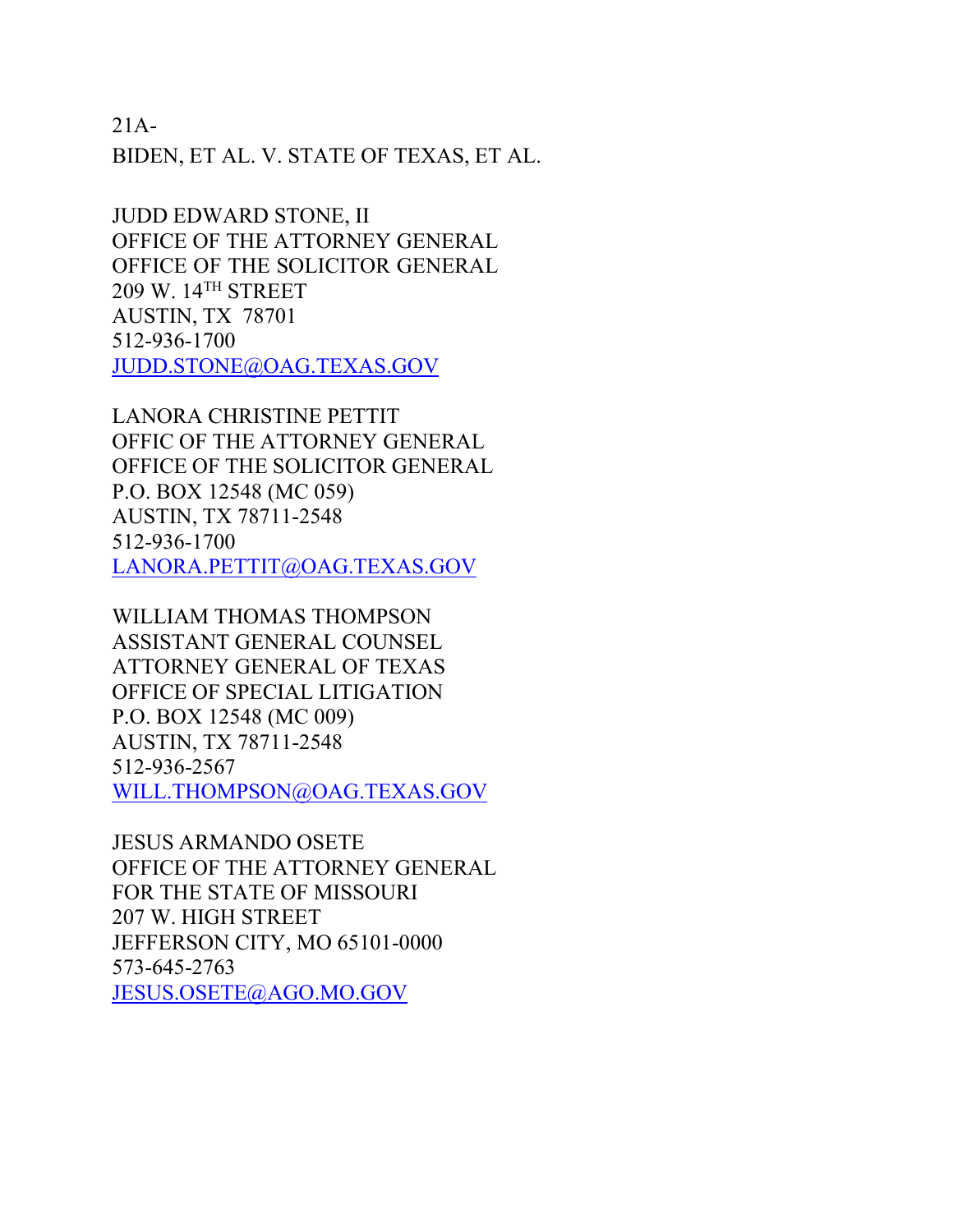21A-
BIDEN, ET AL. V. STATE OF TEXAS, ET AL.

JUDD EDWARD STONE, II
OFFICE OF THE ATTORNEY GENERAL
OFFICE OF THE SOLICITOR GENERAL
209 W. 14TH STREET
AUSTIN, TX 78701
512-936-1700
JUDD.STONE@OAG.TEXAS.GOV

LANORA CHRISTINE PETTIT
OFFIC OF THE ATTORNEY GENERAL
OFFICE OF THE SOLICITOR GENERAL
P.O. BOX 12548 (MC 059)
AUSTIN, TX 78711-2548
512-936-1700
LANORA.PETTIT@OAG.TEXAS.GOV

WILLIAM THOMAS THOMPSON
ASSISTANT GENERAL COUNSEL
ATTORNEY GENERAL OF TEXAS
OFFICE OF SPECIAL LITIGATION
P.O. BOX 12548 (MC 009)
AUSTIN, TX 78711-2548
512-936-2567
WILL.THOMPSON@OAG.TEXAS.GOV

JESUS ARMANDO OSETE
OFFICE OF THE ATTORNEY GENERAL
FOR THE STATE OF MISSOURI
207 W. HIGH STREET
JEFFERSON CITY, MO 65101-0000
573-645-2763
JESUS.OSETE@AGO.MO.GOV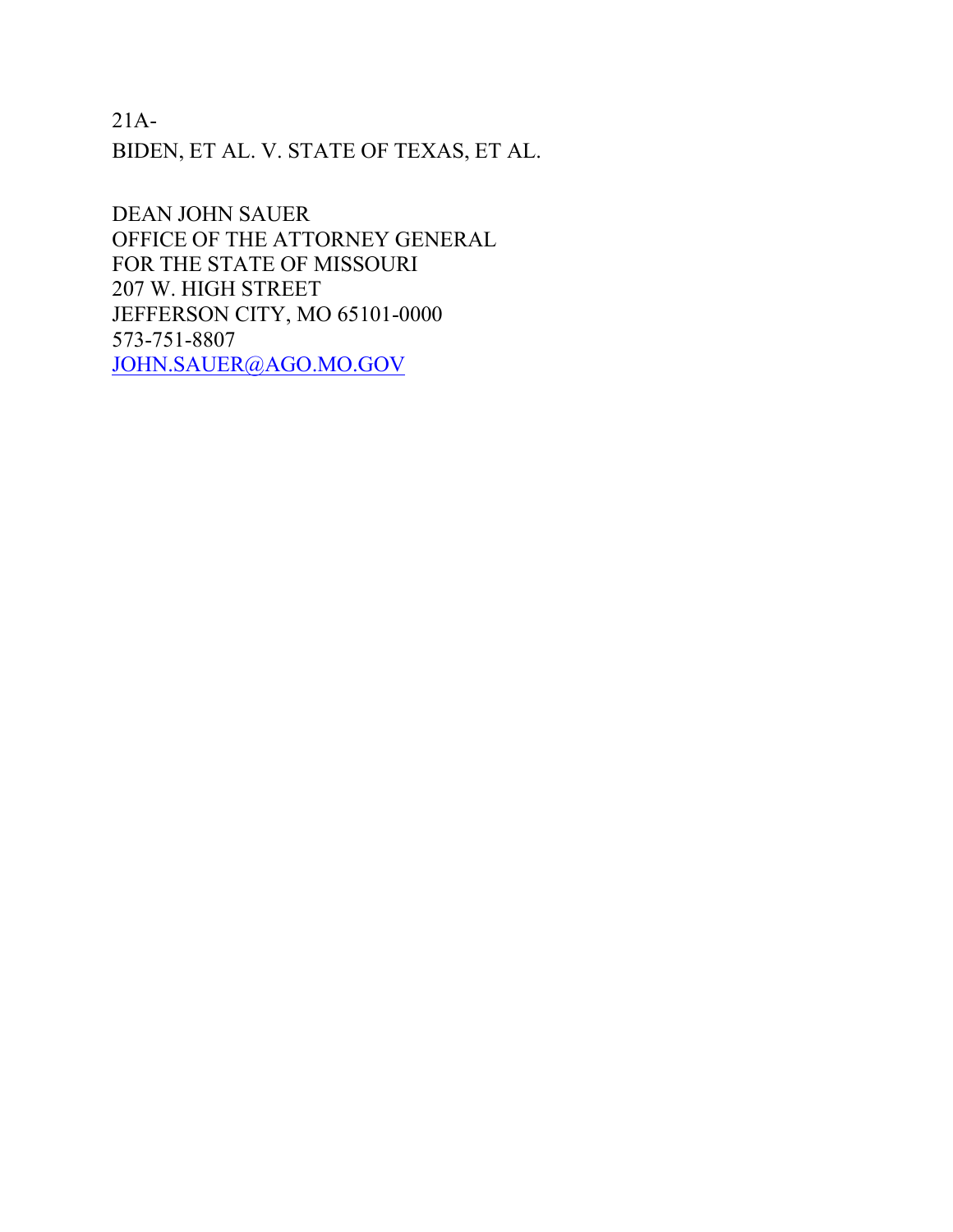21A-
BIDEN, ET AL. V. STATE OF TEXAS, ET AL.

DEAN JOHN SAUER
OFFICE OF THE ATTORNEY GENERAL
FOR THE STATE OF MISSOURI
207 W. HIGH STREET
JEFFERSON CITY, MO 65101-0000
573-751-8807
JOHN.SAUER@AGO.MO.GOV